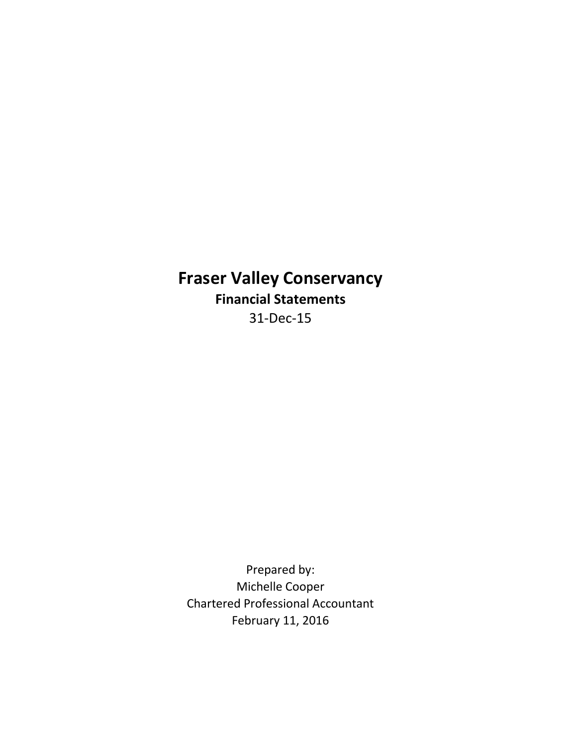# Fraser Valley Conservancy

## Financial Statements

31-Dec-15

Prepared by:
Michelle Cooper
Chartered Professional Accountant
February 11, 2016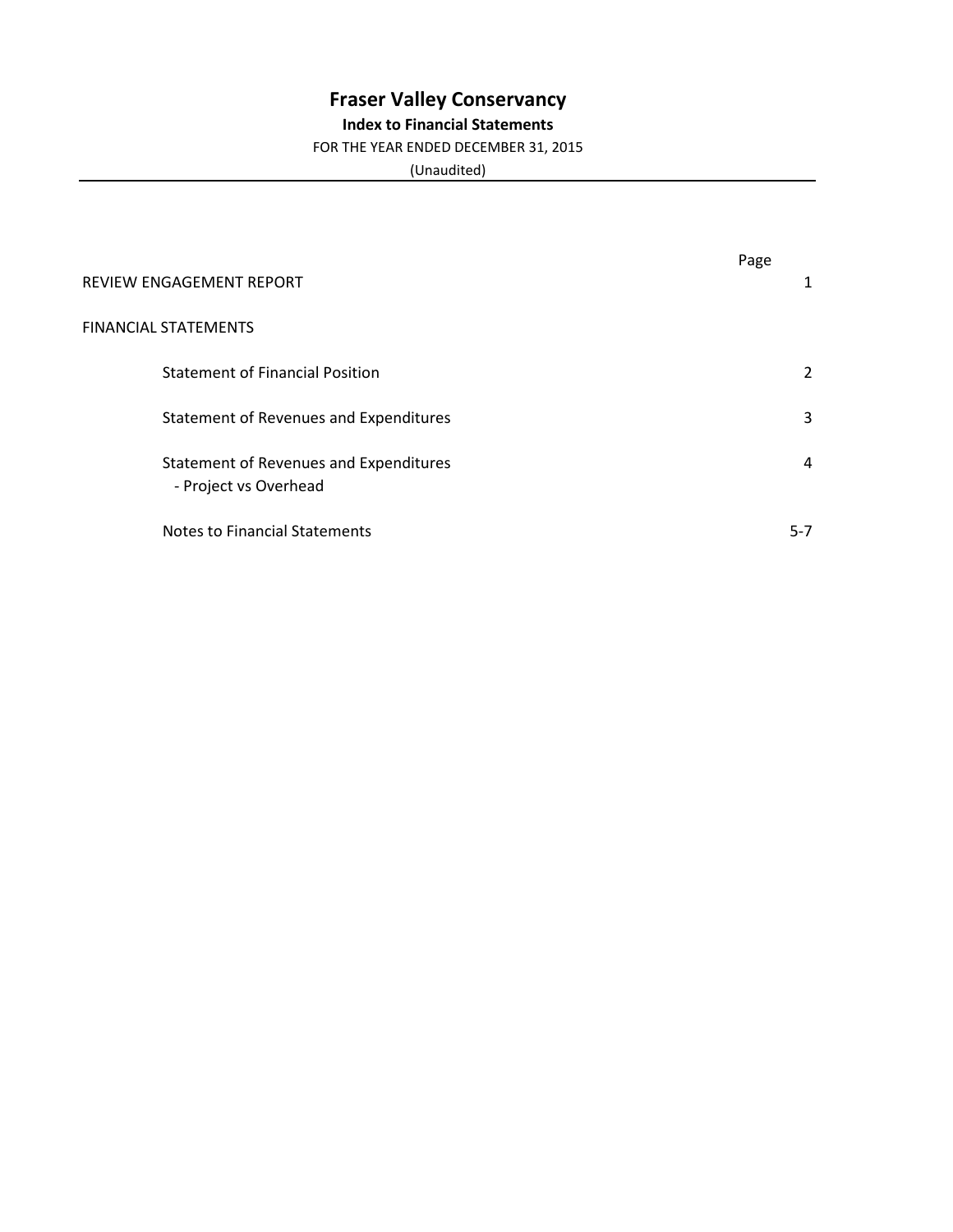# Fraser Valley Conservancy

## Index to Financial Statements

FOR THE YEAR ENDED DECEMBER 31, 2015

(Unaudited)

| | Page |
|---|---|
| REVIEW ENGAGEMENT REPORT | 1 |
| FINANCIAL STATEMENTS | |
| Statement of Financial Position | 2 |
| Statement of Revenues and Expenditures | 3 |
| Statement of Revenues and Expenditures - Project vs Overhead | 4 |
| Notes to Financial Statements | 5-7 |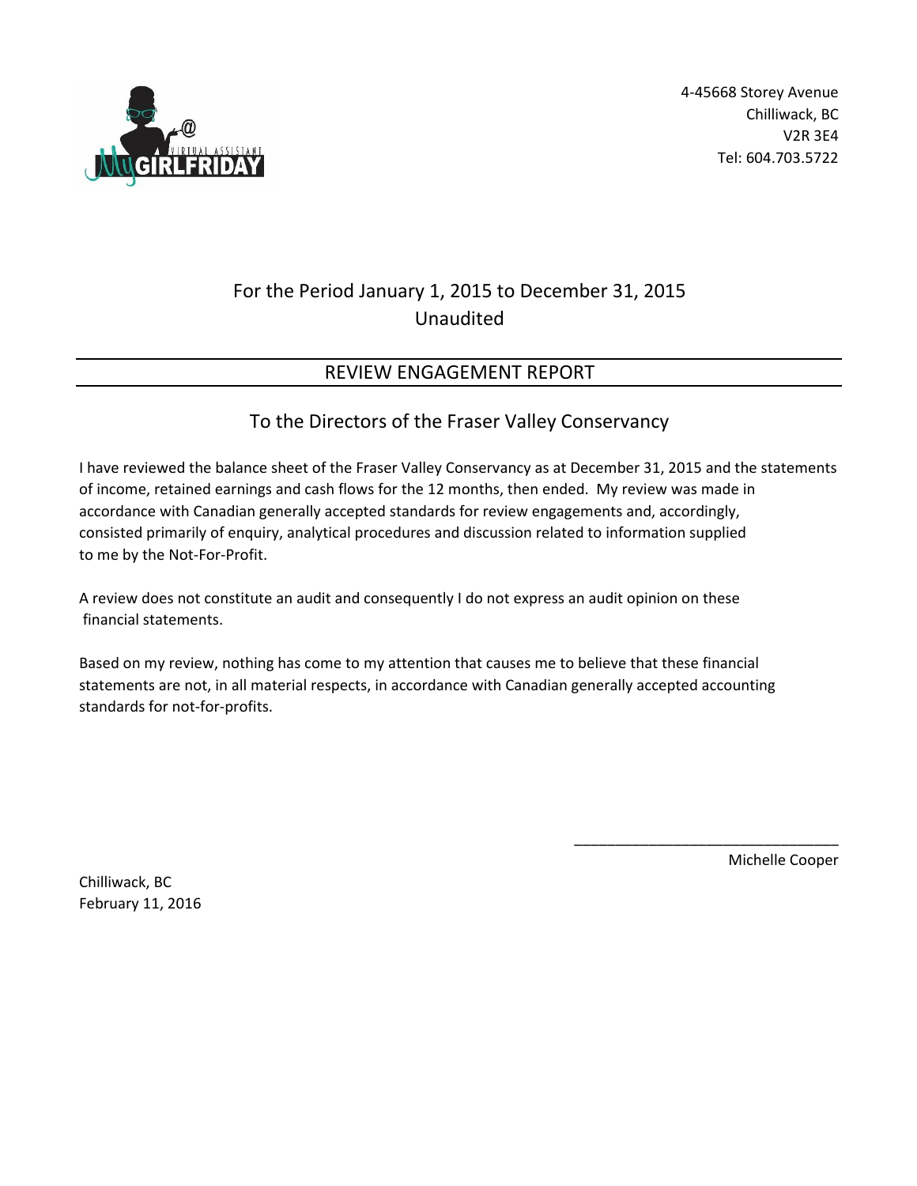4-45668 Storey Avenue
Chilliwack, BC
V2R 3E4
Tel: 604.703.5722

For the Period January 1, 2015 to December 31, 2015
Unaudited

## REVIEW ENGAGEMENT REPORT

### To the Directors of the Fraser Valley Conservancy

I have reviewed the balance sheet of the Fraser Valley Conservancy as at December 31, 2015 and the statements of income, retained earnings and cash flows for the 12 months, then ended. My review was made in accordance with Canadian generally accepted standards for review engagements and, accordingly, consisted primarily of enquiry, analytical procedures and discussion related to information supplied to me by the Not-For-Profit.

A review does not constitute an audit and consequently I do not express an audit opinion on these financial statements.

Based on my review, nothing has come to my attention that causes me to believe that these financial statements are not, in all material respects, in accordance with Canadian generally accepted accounting standards for not-for-profits.

\_\_\_\_\_\_\_\_\_\_\_\_\_\_\_\_\_\_\_\_\_\_\_\_\_\_\_\_\_\_\_\_
Michelle Cooper

Chilliwack, BC
February 11, 2016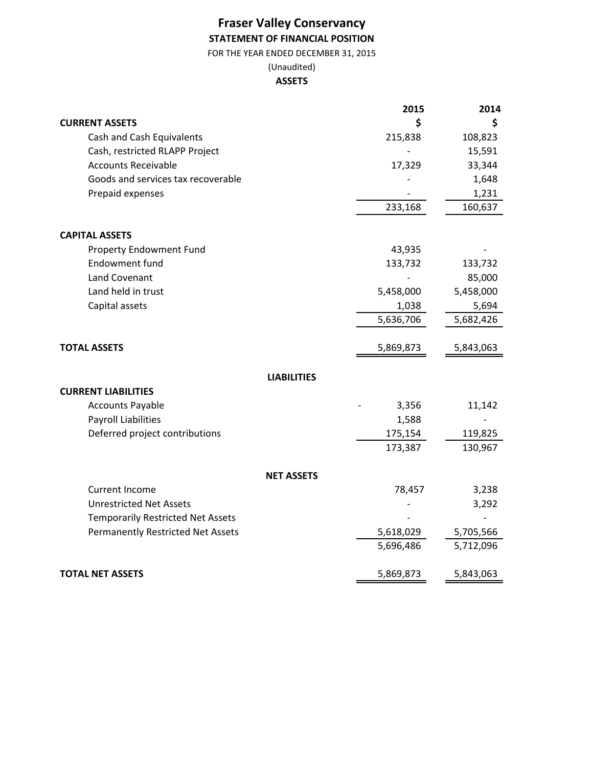# Fraser Valley Conservancy

## STATEMENT OF FINANCIAL POSITION

FOR THE YEAR ENDED DECEMBER 31, 2015

(Unaudited)

### ASSETS

| | 2015 | 2014 |
|---|---|---|
| **CURRENT ASSETS** | **$** | **$** |
| Cash and Cash Equivalents | 215,838 | 108,823 |
| Cash, restricted RLAPP Project | - | 15,591 |
| Accounts Receivable | 17,329 | 33,344 |
| Goods and services tax recoverable | - | 1,648 |
| Prepaid expenses | - | 1,231 |
| | 233,168 | 160,637 |
| **CAPITAL ASSETS** | | |
| Property Endowment Fund | 43,935 | - |
| Endowment fund | 133,732 | 133,732 |
| Land Covenant | - | 85,000 |
| Land held in trust | 5,458,000 | 5,458,000 |
| Capital assets | 1,038 | 5,694 |
| | 5,636,706 | 5,682,426 |
| **TOTAL ASSETS** | 5,869,873 | 5,843,063 |

### LIABILITIES

| | 2015 | 2014 |
|---|---|---|
| **CURRENT LIABILITIES** | | |
| Accounts Payable | - 3,356 | 11,142 |
| Payroll Liabilities | 1,588 | - |
| Deferred project contributions | 175,154 | 119,825 |
| | 173,387 | 130,967 |

### NET ASSETS

| | 2015 | 2014 |
|---|---|---|
| Current Income | 78,457 | 3,238 |
| Unrestricted Net Assets | - | 3,292 |
| Temporarily Restricted Net Assets | - | - |
| Permanently Restricted Net Assets | 5,618,029 | 5,705,566 |
| | 5,696,486 | 5,712,096 |
| **TOTAL NET ASSETS** | 5,869,873 | 5,843,063 |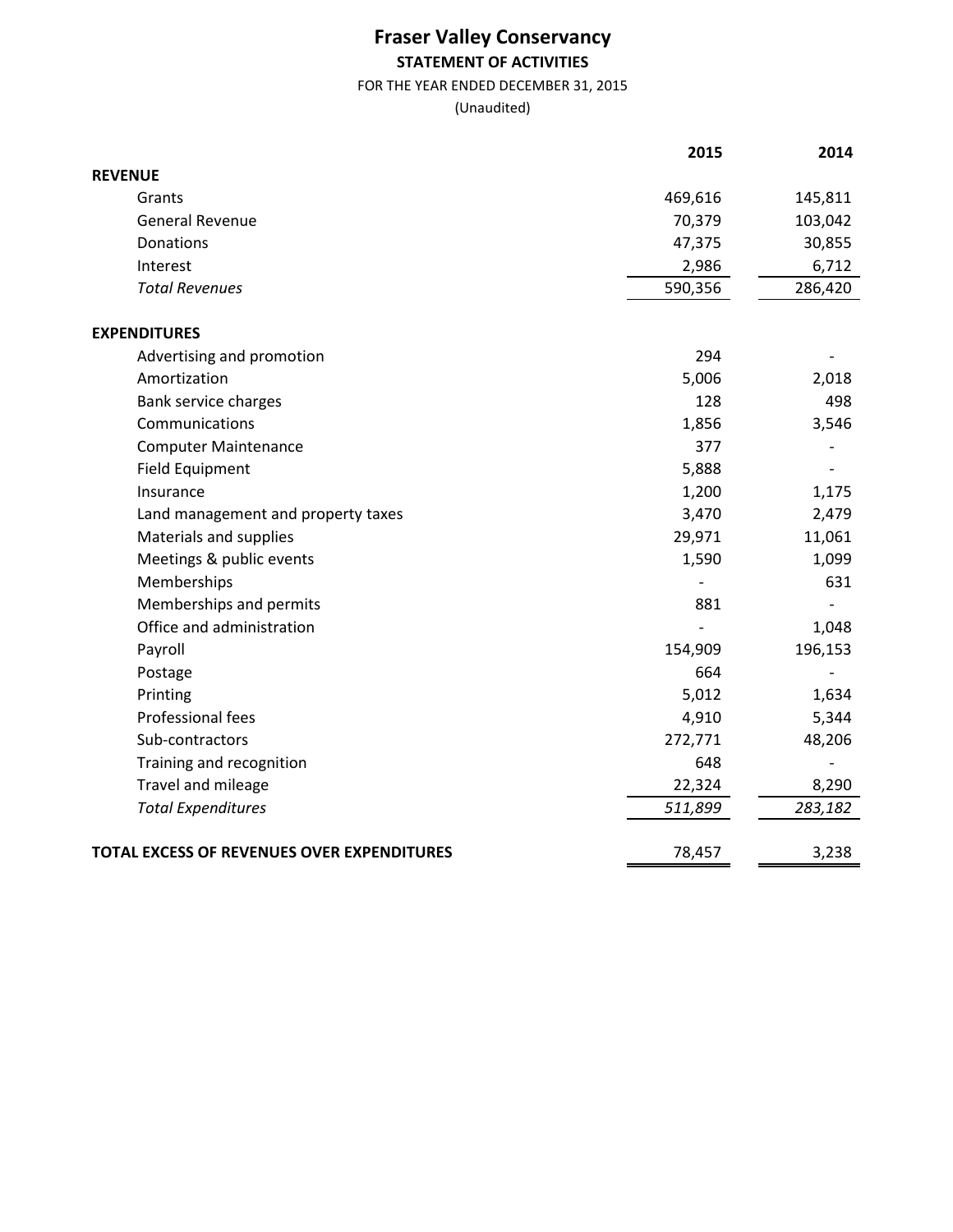# Fraser Valley Conservancy

## STATEMENT OF ACTIVITIES

FOR THE YEAR ENDED DECEMBER 31, 2015

(Unaudited)

| | 2015 | 2014 |
|---|---|---|
| **REVENUE** | | |
| Grants | 469,616 | 145,811 |
| General Revenue | 70,379 | 103,042 |
| Donations | 47,375 | 30,855 |
| Interest | 2,986 | 6,712 |
| *Total Revenues* | 590,356 | 286,420 |
| | | |
| **EXPENDITURES** | | |
| Advertising and promotion | 294 | - |
| Amortization | 5,006 | 2,018 |
| Bank service charges | 128 | 498 |
| Communications | 1,856 | 3,546 |
| Computer Maintenance | 377 | - |
| Field Equipment | 5,888 | - |
| Insurance | 1,200 | 1,175 |
| Land management and property taxes | 3,470 | 2,479 |
| Materials and supplies | 29,971 | 11,061 |
| Meetings & public events | 1,590 | 1,099 |
| Memberships | - | 631 |
| Memberships and permits | 881 | - |
| Office and administration | - | 1,048 |
| Payroll | 154,909 | 196,153 |
| Postage | 664 | - |
| Printing | 5,012 | 1,634 |
| Professional fees | 4,910 | 5,344 |
| Sub-contractors | 272,771 | 48,206 |
| Training and recognition | 648 | - |
| Travel and mileage | 22,324 | 8,290 |
| *Total Expenditures* | *511,899* | *283,182* |
| | | |
| **TOTAL EXCESS OF REVENUES OVER EXPENDITURES** | 78,457 | 3,238 |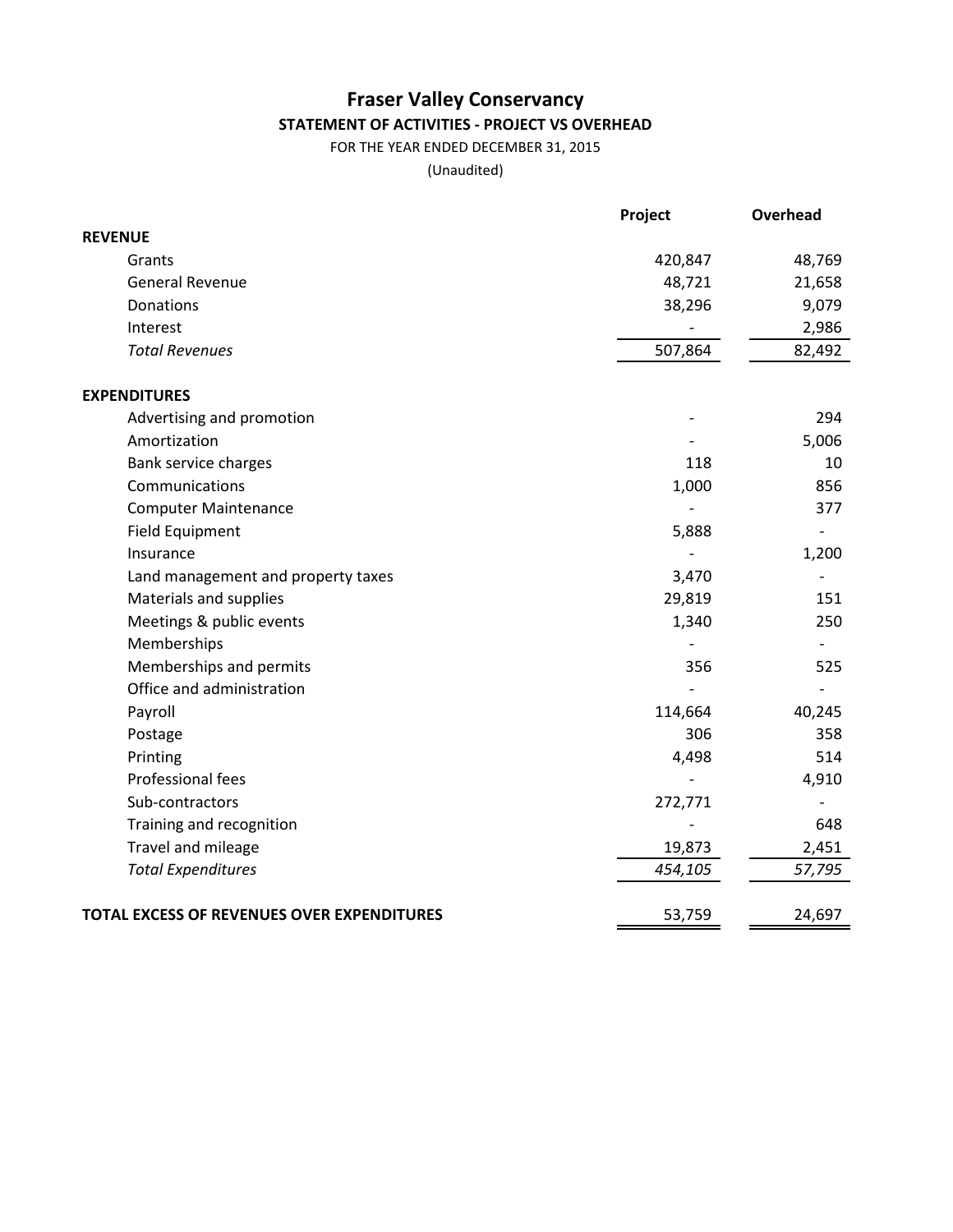# Fraser Valley Conservancy

## STATEMENT OF ACTIVITIES - PROJECT VS OVERHEAD

FOR THE YEAR ENDED DECEMBER 31, 2015

(Unaudited)

| | Project | Overhead |
|---|---|---|
| **REVENUE** | | |
| Grants | 420,847 | 48,769 |
| General Revenue | 48,721 | 21,658 |
| Donations | 38,296 | 9,079 |
| Interest | - | 2,986 |
| *Total Revenues* | 507,864 | 82,492 |
| **EXPENDITURES** | | |
| Advertising and promotion | - | 294 |
| Amortization | - | 5,006 |
| Bank service charges | 118 | 10 |
| Communications | 1,000 | 856 |
| Computer Maintenance | - | 377 |
| Field Equipment | 5,888 | - |
| Insurance | - | 1,200 |
| Land management and property taxes | 3,470 | - |
| Materials and supplies | 29,819 | 151 |
| Meetings & public events | 1,340 | 250 |
| Memberships | - | - |
| Memberships and permits | 356 | 525 |
| Office and administration | - | - |
| Payroll | 114,664 | 40,245 |
| Postage | 306 | 358 |
| Printing | 4,498 | 514 |
| Professional fees | - | 4,910 |
| Sub-contractors | 272,771 | - |
| Training and recognition | - | 648 |
| Travel and mileage | 19,873 | 2,451 |
| *Total Expenditures* | *454,105* | *57,795* |
| **TOTAL EXCESS OF REVENUES OVER EXPENDITURES** | 53,759 | 24,697 |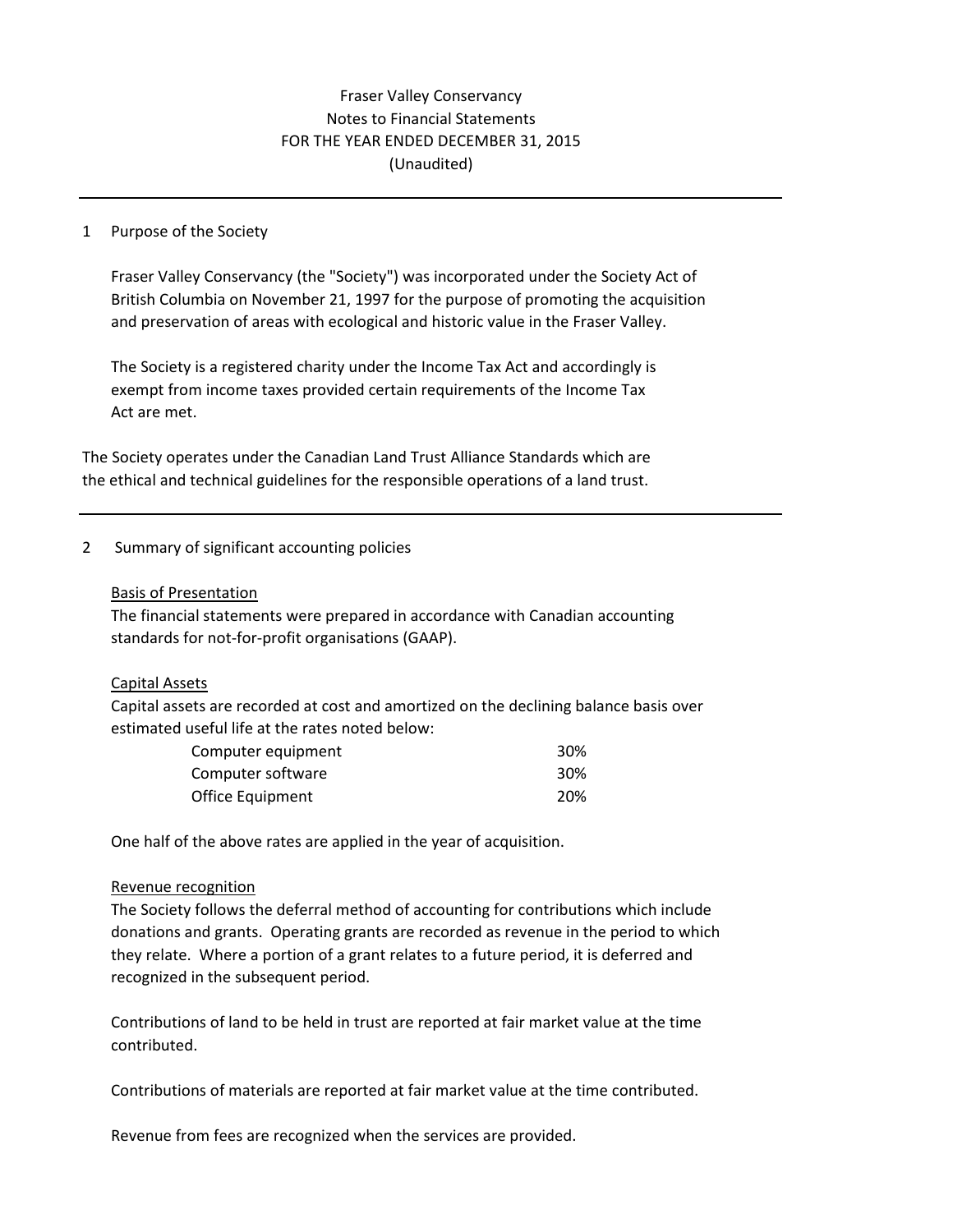# Fraser Valley Conservancy
## Notes to Financial Statements
## FOR THE YEAR ENDED DECEMBER 31, 2015
## (Unaudited)

---

### 1 Purpose of the Society

Fraser Valley Conservancy (the "Society") was incorporated under the Society Act of British Columbia on November 21, 1997 for the purpose of promoting the acquisition and preservation of areas with ecological and historic value in the Fraser Valley.

The Society is a registered charity under the Income Tax Act and accordingly is exempt from income taxes provided certain requirements of the Income Tax Act are met.

The Society operates under the Canadian Land Trust Alliance Standards which are the ethical and technical guidelines for the responsible operations of a land trust.

---

### 2 Summary of significant accounting policies

<u>Basis of Presentation</u>

The financial statements were prepared in accordance with Canadian accounting standards for not-for-profit organisations (GAAP).

<u>Capital Assets</u>

Capital assets are recorded at cost and amortized on the declining balance basis over estimated useful life at the rates noted below:

| | |
|---|---|
| Computer equipment | 30% |
| Computer software | 30% |
| Office Equipment | 20% |

One half of the above rates are applied in the year of acquisition.

<u>Revenue recognition</u>

The Society follows the deferral method of accounting for contributions which include donations and grants. Operating grants are recorded as revenue in the period to which they relate. Where a portion of a grant relates to a future period, it is deferred and recognized in the subsequent period.

Contributions of land to be held in trust are reported at fair market value at the time contributed.

Contributions of materials are reported at fair market value at the time contributed.

Revenue from fees are recognized when the services are provided.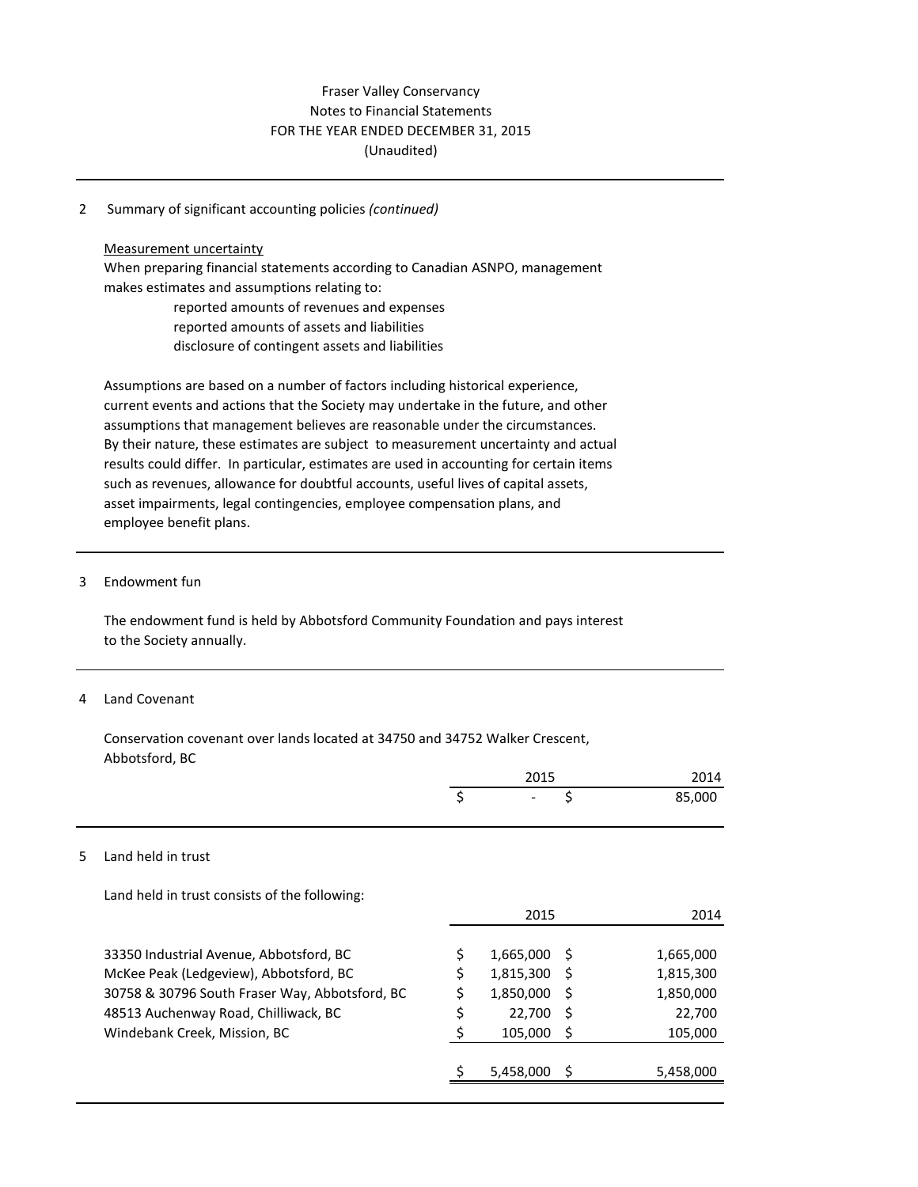Fraser Valley Conservancy
Notes to Financial Statements
FOR THE YEAR ENDED DECEMBER 31, 2015
(Unaudited)

---

2 Summary of significant accounting policies *(continued)*

Measurement uncertainty

When preparing financial statements according to Canadian ASNPO, management makes estimates and assumptions relating to:

- reported amounts of revenues and expenses
- reported amounts of assets and liabilities
- disclosure of contingent assets and liabilities

Assumptions are based on a number of factors including historical experience, current events and actions that the Society may undertake in the future, and other assumptions that management believes are reasonable under the circumstances. By their nature, these estimates are subject to measurement uncertainty and actual results could differ. In particular, estimates are used in accounting for certain items such as revenues, allowance for doubtful accounts, useful lives of capital assets, asset impairments, legal contingencies, employee compensation plans, and employee benefit plans.

---

3 Endowment fun

The endowment fund is held by Abbotsford Community Foundation and pays interest to the Society annually.

---

4 Land Covenant

Conservation covenant over lands located at 34750 and 34752 Walker Crescent, Abbotsford, BC

| | 2015 | 2014 |
|---|---|---|
| | $ - | $ 85,000 |

---

5 Land held in trust

Land held in trust consists of the following:

| | 2015 | 2014 |
|---|---|---|
| 33350 Industrial Avenue, Abbotsford, BC | $ 1,665,000 | $ 1,665,000 |
| McKee Peak (Ledgeview), Abbotsford, BC | $ 1,815,300 | $ 1,815,300 |
| 30758 & 30796 South Fraser Way, Abbotsford, BC | $ 1,850,000 | $ 1,850,000 |
| 48513 Auchenway Road, Chilliwack, BC | $ 22,700 | $ 22,700 |
| Windebank Creek, Mission, BC | $ 105,000 | $ 105,000 |
| | $ 5,458,000 | $ 5,458,000 |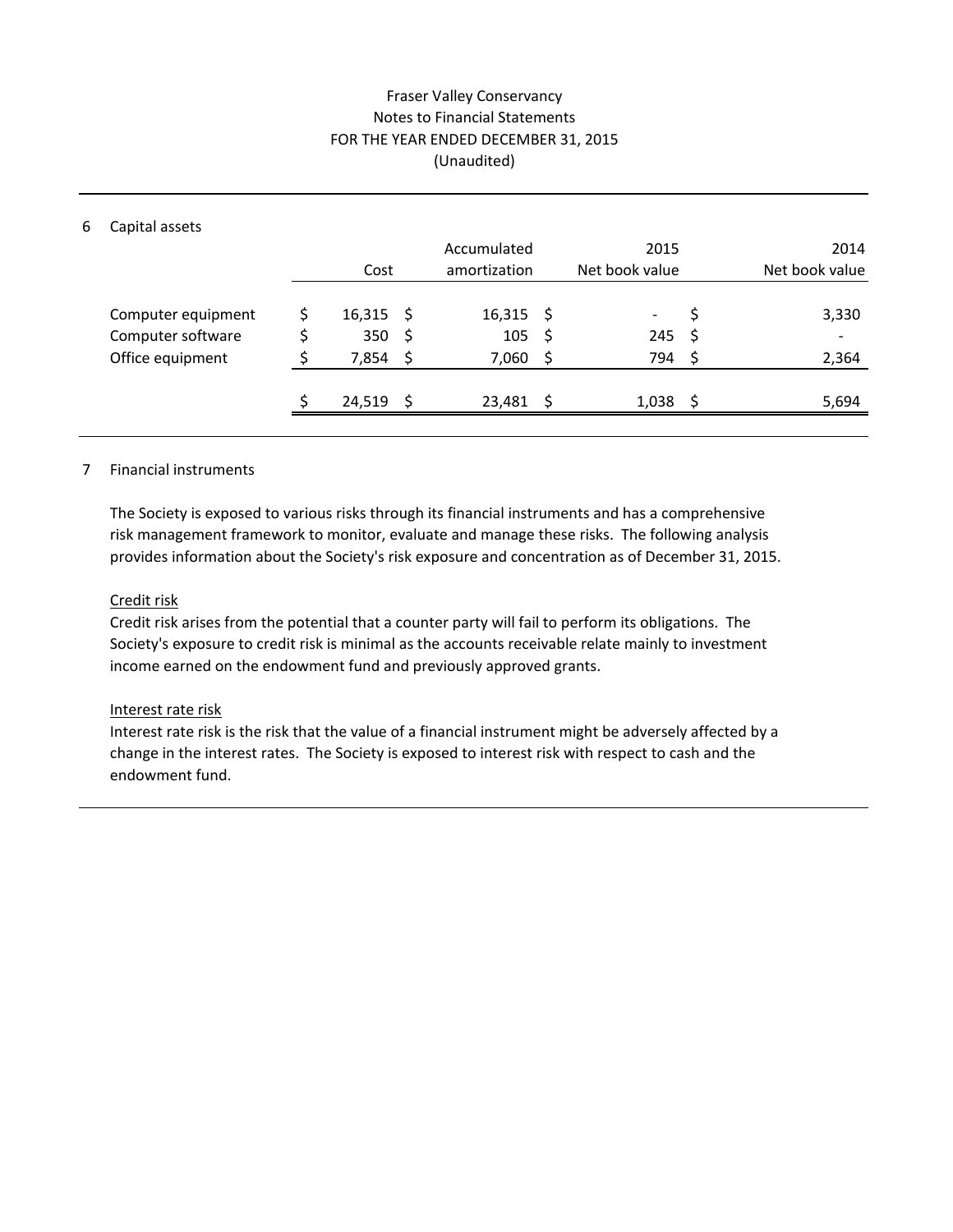# Fraser Valley Conservancy
## Notes to Financial Statements
## FOR THE YEAR ENDED DECEMBER 31, 2015
## (Unaudited)

### 6 Capital assets

| | Cost | Accumulated amortization | 2015 Net book value | 2014 Net book value |
|---|---|---|---|---|
| Computer equipment | $ 16,315 | $ 16,315 | $ - | $ 3,330 |
| Computer software | $ 350 | $ 105 | $ 245 | $ - |
| Office equipment | $ 7,854 | $ 7,060 | $ 794 | $ 2,364 |
| | $ 24,519 | $ 23,481 | $ 1,038 | $ 5,694 |

### 7 Financial instruments

The Society is exposed to various risks through its financial instruments and has a comprehensive risk management framework to monitor, evaluate and manage these risks. The following analysis provides information about the Society's risk exposure and concentration as of December 31, 2015.

Credit risk

Credit risk arises from the potential that a counter party will fail to perform its obligations. The Society's exposure to credit risk is minimal as the accounts receivable relate mainly to investment income earned on the endowment fund and previously approved grants.

Interest rate risk

Interest rate risk is the risk that the value of a financial instrument might be adversely affected by a change in the interest rates. The Society is exposed to interest risk with respect to cash and the endowment fund.